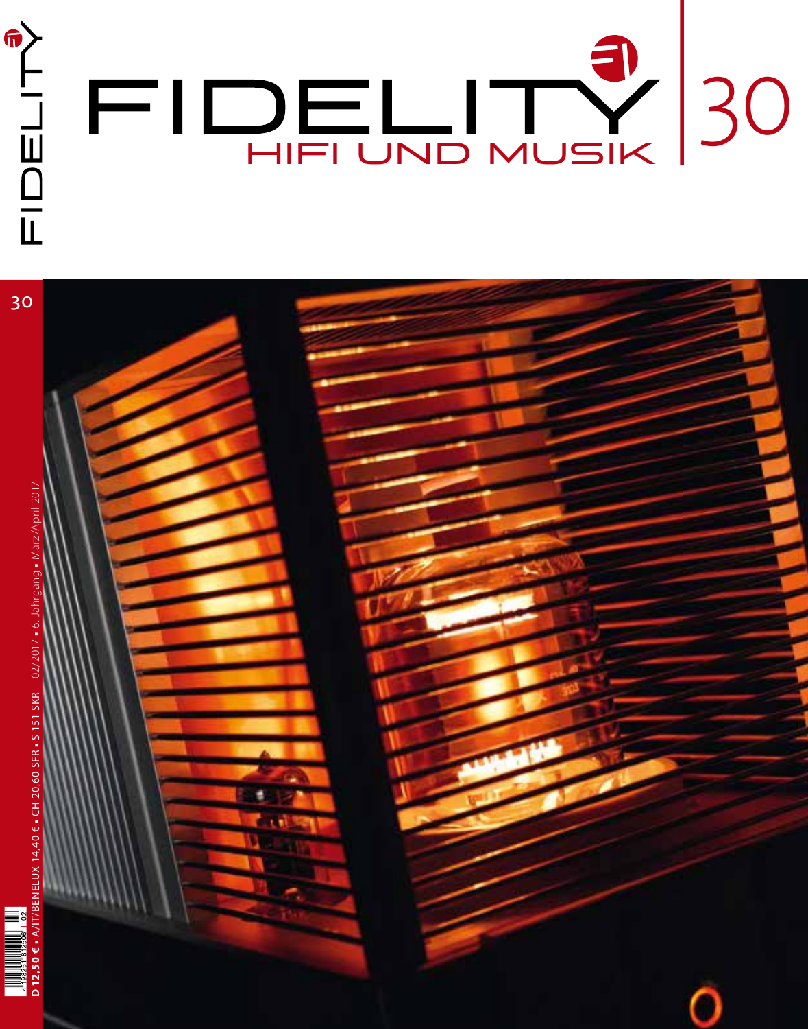# FIDELITY

## HIFI UND MUSIK

30

D 12,50 € • A/IT/BENELUX 14,40 € • CH 20,60 SFR • S 151 SKR    02/2017 • 6. Jahrgang • März/April 2017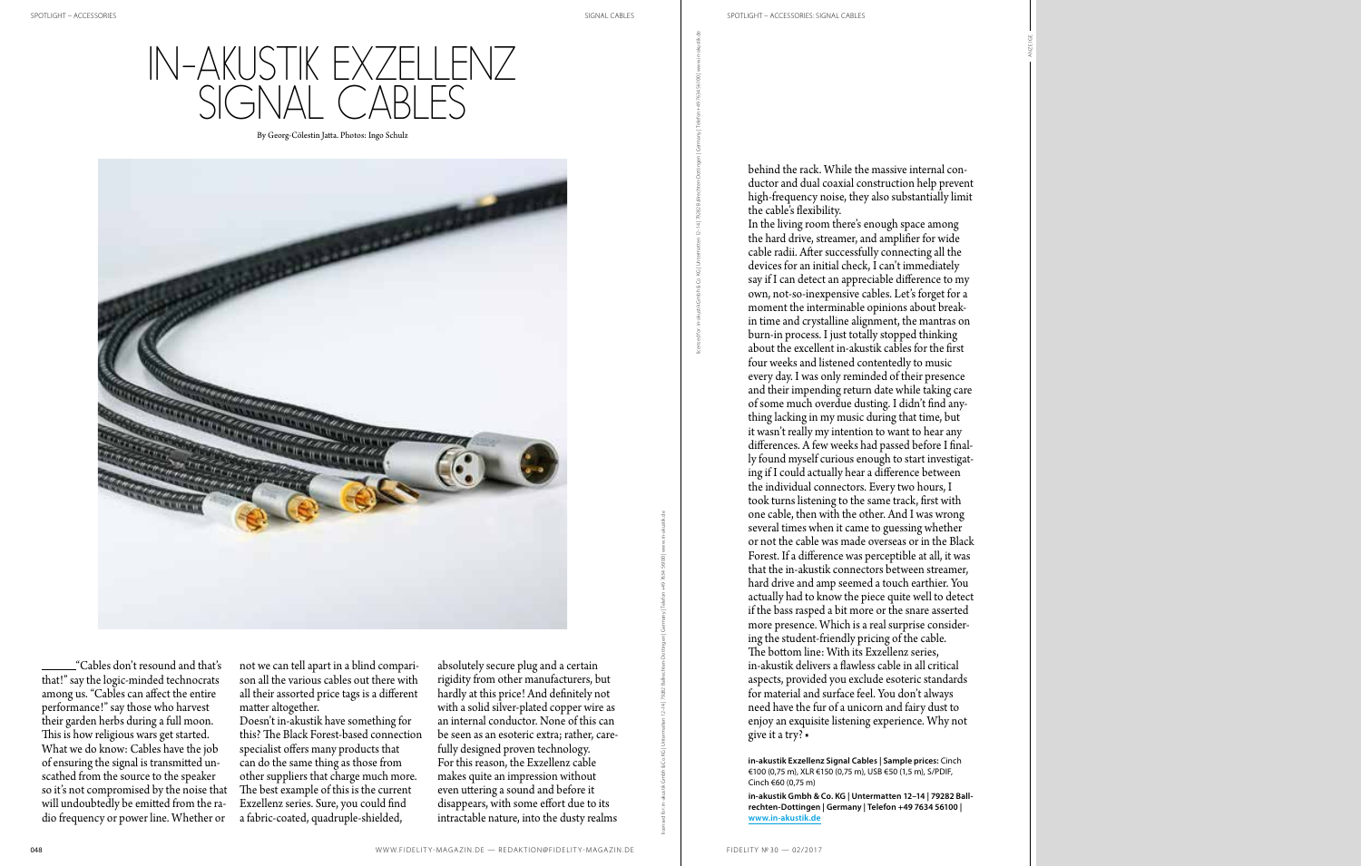# IN-AKUSTIK EXZELLENZ SIGNAL CABLES

By Georg-Cölestin Jatta. Photos: Ingo Schulz

"Cables don't resound and that's that!" say the logic-minded technocrats among us. "Cables can affect the entire performance!" say those who harvest their garden herbs during a full moon. This is how religious wars get started. What we do know: Cables have the job of ensuring the signal is transmitted unscathed from the source to the speaker so it's not compromised by the noise that will undoubtedly be emitted from the radio frequency or power line. Whether or not we can tell apart in a blind comparison all the various cables out there with all their assorted price tags is a different matter altogether.

Doesn't in-akustik have something for this? The Black Forest-based connection specialist offers many products that can do the same thing as those from other suppliers that charge much more. The best example of this is the current Exzellenz series. Sure, you could find a fabric-coated, quadruple-shielded, absolutely secure plug and a certain rigidity from other manufacturers, but hardly at this price! And definitely not with a solid silver-plated copper wire as an internal conductor. None of this can be seen as an esoteric extra; rather, carefully designed proven technology.

For this reason, the Exzellenz cable makes quite an impression without even uttering a sound and before it disappears, with some effort due to its intractable nature, into the dusty realms behind the rack. While the massive internal conductor and dual coaxial construction help prevent high-frequency noise, they also substantially limit the cable's flexibility.

In the living room there's enough space among the hard drive, streamer, and amplifier for wide cable radii. After successfully connecting all the devices for an initial check, I can't immediately say if I can detect an appreciable difference to my own, not-so-inexpensive cables. Let's forget for a moment the interminable opinions about break-in time and crystalline alignment, the mantras on burn-in process. I just totally stopped thinking about the excellent in-akustik cables for the first four weeks and listened contentedly to music every day. I was only reminded of their presence and their impending return date while taking care of some much overdue dusting. I didn't find anything lacking in my music during that time, but it wasn't really my intention to want to hear any differences. A few weeks had passed before I finally found myself curious enough to start investigating if I could actually hear a difference between the individual connectors. Every two hours, I took turns listening to the same track, first with one cable, then with the other. And I was wrong several times when it came to guessing whether or not the cable was made overseas or in the Black Forest. If a difference was perceptible at all, it was that the in-akustik connectors between streamer, hard drive and amp seemed a touch earthier. You actually had to know the piece quite well to detect if the bass rasped a bit more or the snare asserted more presence. Which is a real surprise considering the student-friendly pricing of the cable.

The bottom line: With its Exzellenz series, in-akustik delivers a flawless cable in all critical aspects, provided you exclude esoteric standards for material and surface feel. You don't always need have the fur of a unicorn and fairy dust to enjoy an exquisite listening experience. Why not give it a try? ▪

**in-akustik Exzellenz Signal Cables | Sample prices:** Cinch €100 (0,75 m), XLR €150 (0,75 m), USB €50 (1,5 m), S/PDIF, Cinch €60 (0,75 m)

**in-akustik Gmbh & Co. KG | Untermatten 12–14 | 79282 Ballrechten-Dottingen | Germany | Telefon +49 7634 56100 | www.in-akustik.de**